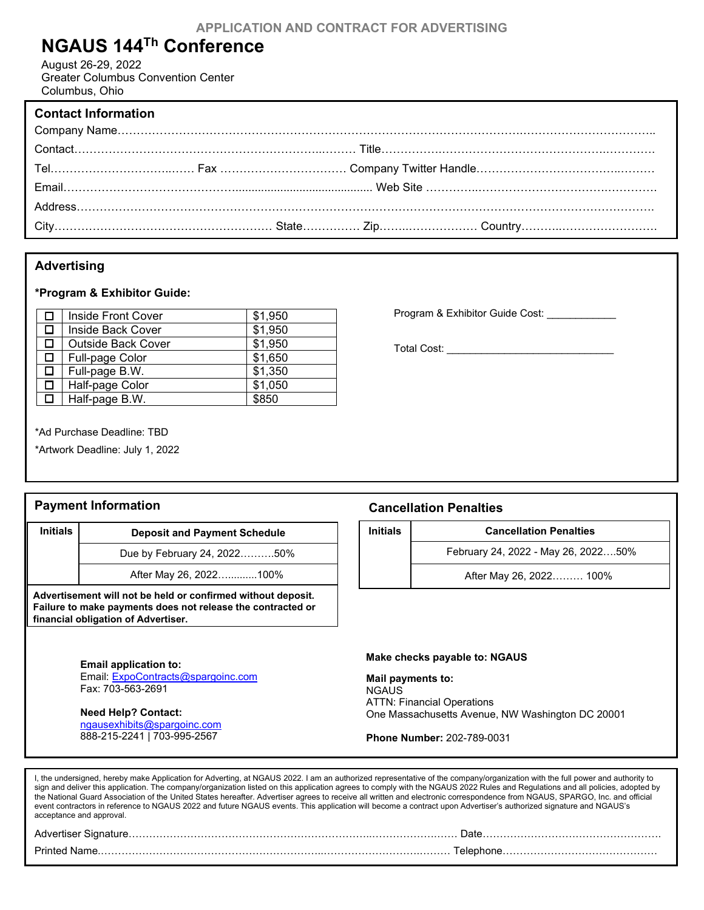APPLICATION AND CONTRACT FOR ADVERTISING

# NGAUS 144Th Conference

August 26-29, 2022
Greater Columbus Convention Center
Columbus, Ohio

## Contact Information

Company Name……………………………………………………………………………………………………………………..

Contact……………………………………………………………… Title……………………………………………………………

Tel……………………………… Fax …………………………… Company Twitter Handle……………………………………

Email……………………………………………………….. Web Site ……………………………………………………

Address……………………………………………………………………………………………………………………………

City………………………………………………… State…………… Zip……………………… Country……………………………

## Advertising

**\*Program & Exhibitor Guide:**

| | | |
|---|---|---|
| ☐ | Inside Front Cover | $1,950 |
| ☐ | Inside Back Cover | $1,950 |
| ☐ | Outside Back Cover | $1,950 |
| ☐ | Full-page Color | $1,650 |
| ☐ | Full-page B.W. | $1,350 |
| ☐ | Half-page Color | $1,050 |
| ☐ | Half-page B.W. | $850 |

Program & Exhibitor Guide Cost: ___________

Total Cost: ___________________________

\*Ad Purchase Deadline: TBD

\*Artwork Deadline: July 1, 2022

## Payment Information

| Initials | Deposit and Payment Schedule |
|---|---|
| | Due by February 24, 2022……….50% |
| | After May 26, 2022…..........100% |

**Advertisement will not be held or confirmed without deposit. Failure to make payments does not release the contracted or financial obligation of Advertiser.**

## Cancellation Penalties

| Initials | Cancellation Penalties |
|---|---|
| | February 24, 2022 - May 26, 2022….50% |
| | After May 26, 2022……… 100% |

**Email application to:**
Email: ExpoContracts@spargoinc.com
Fax: 703-563-2691

**Need Help? Contact:**
ngausexhibits@spargoinc.com
888-215-2241 | 703-995-2567

**Make checks payable to: NGAUS**

**Mail payments to:**
NGAUS
ATTN: Financial Operations
One Massachusetts Avenue, NW Washington DC 20001

**Phone Number:** 202-789-0031

I, the undersigned, hereby make Application for Adverting, at NGAUS 2022. I am an authorized representative of the company/organization with the full power and authority to sign and deliver this application. The company/organization listed on this application agrees to comply with the NGAUS 2022 Rules and Regulations and all policies, adopted by the National Guard Association of the United States hereafter. Advertiser agrees to receive all written and electronic correspondence from NGAUS, SPARGO, Inc. and official event contractors in reference to NGAUS 2022 and future NGAUS events. This application will become a contract upon Advertiser's authorized signature and NGAUS's acceptance and approval.

Advertiser Signature………………………………………………………………………………… Date……………………………………………

Printed Name……………………………………………………………………………………… Telephone……………………………………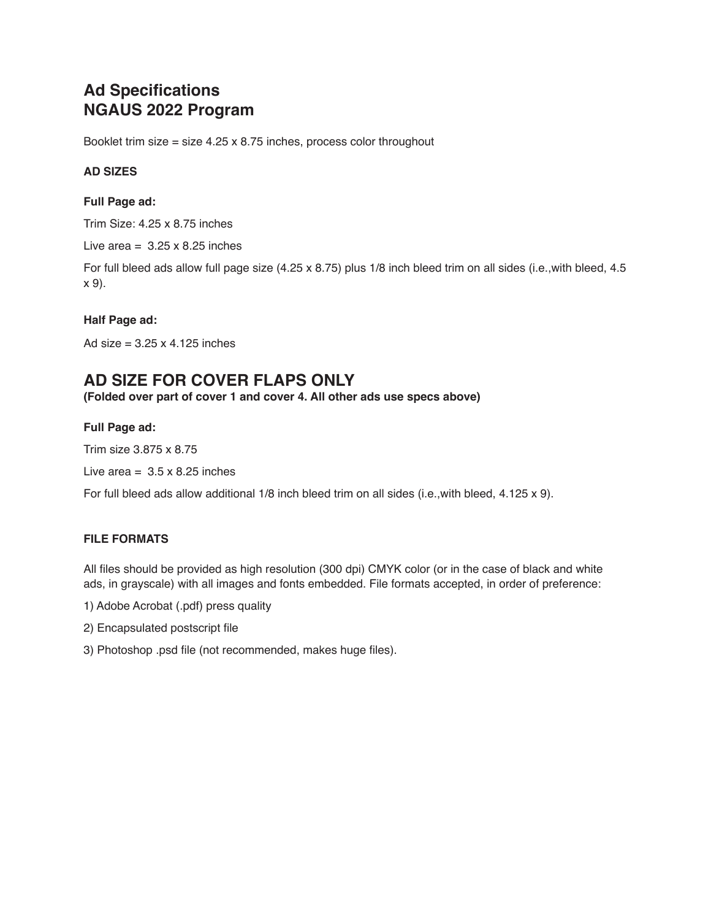# Ad Specifications
# NGAUS 2022 Program

Booklet trim size = size 4.25 x 8.75 inches, process color throughout

**AD SIZES**

**Full Page ad:**

Trim Size: 4.25 x 8.75 inches

Live area = 3.25 x 8.25 inches

For full bleed ads allow full page size (4.25 x 8.75) plus 1/8 inch bleed trim on all sides (i.e.,with bleed, 4.5 x 9).

**Half Page ad:**

Ad size = 3.25 x 4.125 inches

## AD SIZE FOR COVER FLAPS ONLY

**(Folded over part of cover 1 and cover 4. All other ads use specs above)**

**Full Page ad:**

Trim size 3.875 x 8.75

Live area = 3.5 x 8.25 inches

For full bleed ads allow additional 1/8 inch bleed trim on all sides (i.e.,with bleed, 4.125 x 9).

**FILE FORMATS**

All files should be provided as high resolution (300 dpi) CMYK color (or in the case of black and white ads, in grayscale) with all images and fonts embedded. File formats accepted, in order of preference:

1) Adobe Acrobat (.pdf) press quality

2) Encapsulated postscript file

3) Photoshop .psd file (not recommended, makes huge files).